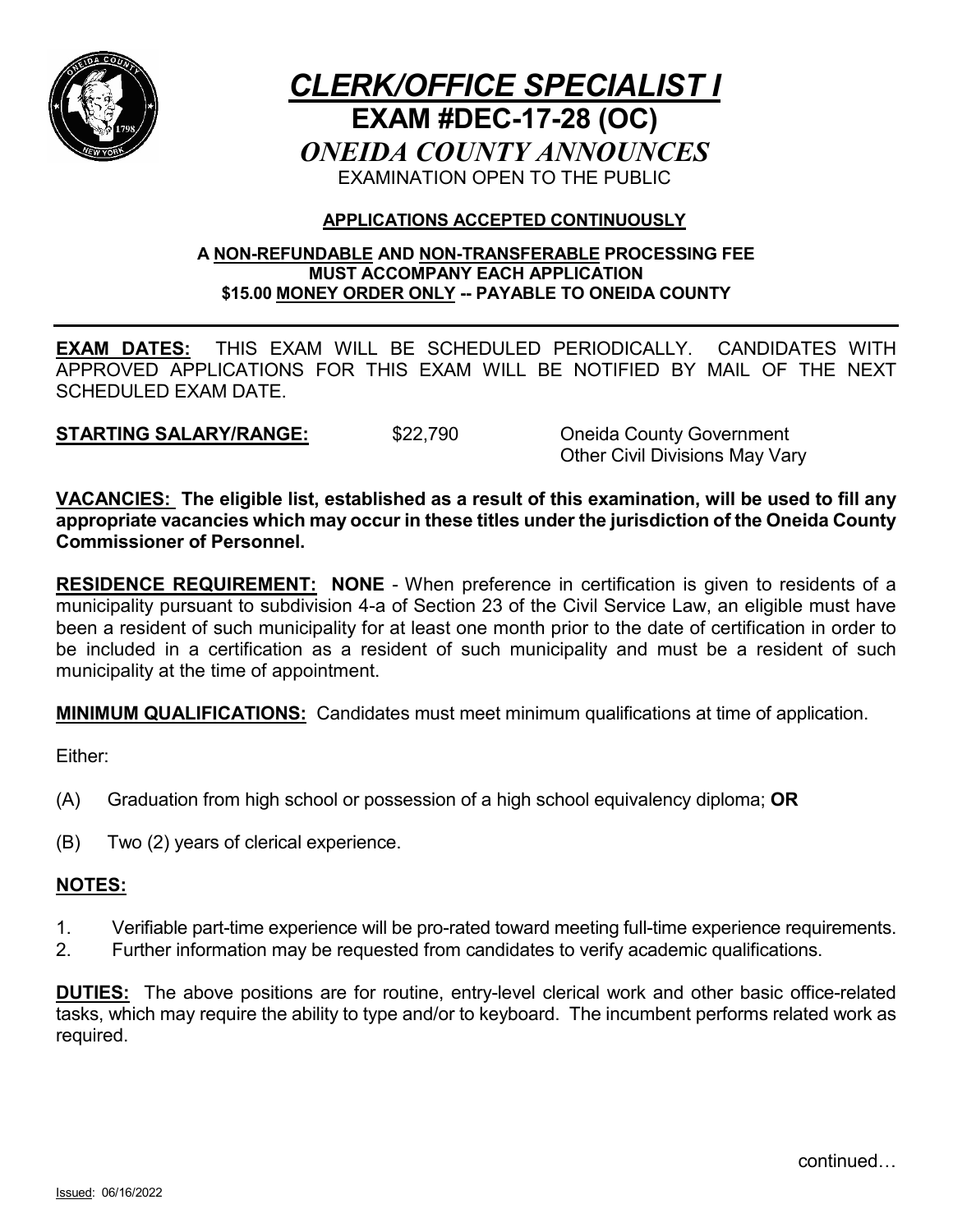# *CLERK/OFFICE SPECIALIST I*

## EXAM #DEC-17-28 (OC)

## *ONEIDA COUNTY ANNOUNCES*

EXAMINATION OPEN TO THE PUBLIC

**APPLICATIONS ACCEPTED CONTINUOUSLY**

**A NON-REFUNDABLE AND NON-TRANSFERABLE PROCESSING FEE MUST ACCOMPANY EACH APPLICATION**
**$15.00 MONEY ORDER ONLY -- PAYABLE TO ONEIDA COUNTY**

---

**EXAM DATES:** THIS EXAM WILL BE SCHEDULED PERIODICALLY. CANDIDATES WITH APPROVED APPLICATIONS FOR THIS EXAM WILL BE NOTIFIED BY MAIL OF THE NEXT SCHEDULED EXAM DATE.

**STARTING SALARY/RANGE:** $22,790 Oneida County Government
Other Civil Divisions May Vary

**VACANCIES: The eligible list, established as a result of this examination, will be used to fill any appropriate vacancies which may occur in these titles under the jurisdiction of the Oneida County Commissioner of Personnel.**

**RESIDENCE REQUIREMENT: NONE** - When preference in certification is given to residents of a municipality pursuant to subdivision 4-a of Section 23 of the Civil Service Law, an eligible must have been a resident of such municipality for at least one month prior to the date of certification in order to be included in a certification as a resident of such municipality and must be a resident of such municipality at the time of appointment.

**MINIMUM QUALIFICATIONS:** Candidates must meet minimum qualifications at time of application.

Either:

(A) Graduation from high school or possession of a high school equivalency diploma; **OR**

(B) Two (2) years of clerical experience.

**NOTES:**

1. Verifiable part-time experience will be pro-rated toward meeting full-time experience requirements.
2. Further information may be requested from candidates to verify academic qualifications.

**DUTIES:** The above positions are for routine, entry-level clerical work and other basic office-related tasks, which may require the ability to type and/or to keyboard. The incumbent performs related work as required.

continued…

Issued: 06/16/2022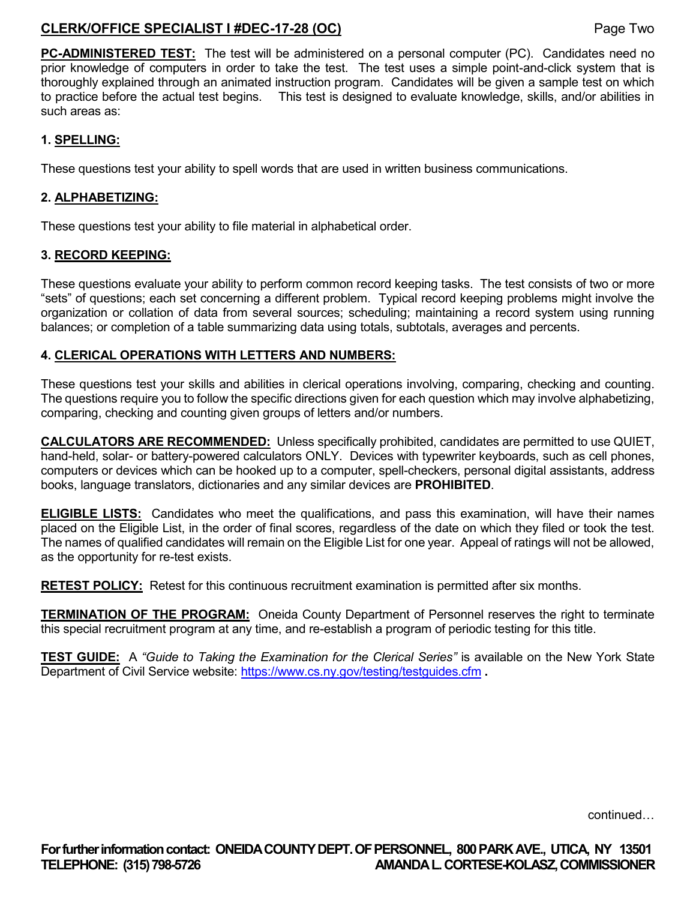**PC-ADMINISTERED TEST:** The test will be administered on a personal computer (PC). Candidates need no prior knowledge of computers in order to take the test. The test uses a simple point-and-click system that is thoroughly explained through an animated instruction program. Candidates will be given a sample test on which to practice before the actual test begins. This test is designed to evaluate knowledge, skills, and/or abilities in such areas as:

**1. SPELLING:**

These questions test your ability to spell words that are used in written business communications.

**2. ALPHABETIZING:**

These questions test your ability to file material in alphabetical order.

**3. RECORD KEEPING:**

These questions evaluate your ability to perform common record keeping tasks. The test consists of two or more "sets" of questions; each set concerning a different problem. Typical record keeping problems might involve the organization or collation of data from several sources; scheduling; maintaining a record system using running balances; or completion of a table summarizing data using totals, subtotals, averages and percents.

**4. CLERICAL OPERATIONS WITH LETTERS AND NUMBERS:**

These questions test your skills and abilities in clerical operations involving, comparing, checking and counting. The questions require you to follow the specific directions given for each question which may involve alphabetizing, comparing, checking and counting given groups of letters and/or numbers.

**CALCULATORS ARE RECOMMENDED:** Unless specifically prohibited, candidates are permitted to use QUIET, hand-held, solar- or battery-powered calculators ONLY. Devices with typewriter keyboards, such as cell phones, computers or devices which can be hooked up to a computer, spell-checkers, personal digital assistants, address books, language translators, dictionaries and any similar devices are **PROHIBITED**.

**ELIGIBLE LISTS:** Candidates who meet the qualifications, and pass this examination, will have their names placed on the Eligible List, in the order of final scores, regardless of the date on which they filed or took the test. The names of qualified candidates will remain on the Eligible List for one year. Appeal of ratings will not be allowed, as the opportunity for re-test exists.

**RETEST POLICY:** Retest for this continuous recruitment examination is permitted after six months.

**TERMINATION OF THE PROGRAM:** Oneida County Department of Personnel reserves the right to terminate this special recruitment program at any time, and re-establish a program of periodic testing for this title.

**TEST GUIDE:** A *"Guide to Taking the Examination for the Clerical Series"* is available on the New York State Department of Civil Service website: https://www.cs.ny.gov/testing/testguides.cfm **.**

continued…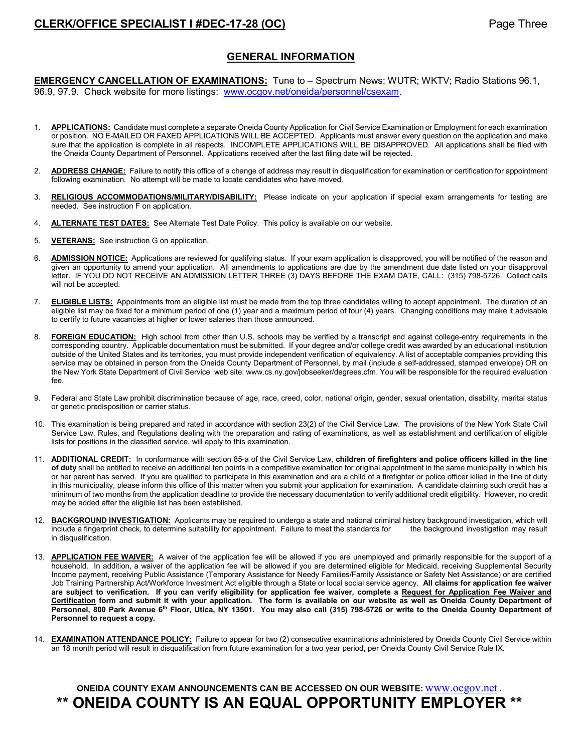## GENERAL INFORMATION

**EMERGENCY CANCELLATION OF EXAMINATIONS:** Tune to – Spectrum News; WUTR; WKTV; Radio Stations 96.1, 96.9, 97.9. Check website for more listings: www.ocgov.net/oneida/personnel/csexam.

1. **APPLICATIONS:** Candidate must complete a separate Oneida County Application for Civil Service Examination or Employment for each examination or position. NO E-MAILED OR FAXED APPLICATIONS WILL BE ACCEPTED. Applicants must answer every question on the application and make sure that the application is complete in all respects. INCOMPLETE APPLICATIONS WILL BE DISAPPROVED. All applications shall be filed with the Oneida County Department of Personnel. Applications received after the last filing date will be rejected.

2. **ADDRESS CHANGE:** Failure to notify this office of a change of address may result in disqualification for examination or certification for appointment following examination. No attempt will be made to locate candidates who have moved.

3. **RELIGIOUS ACCOMMODATIONS/MILITARY/DISABILITY:** Please indicate on your application if special exam arrangements for testing are needed. See instruction F on application.

4. **ALTERNATE TEST DATES:** See Alternate Test Date Policy. This policy is available on our website.

5. **VETERANS:** See instruction G on application.

6. **ADMISSION NOTICE:** Applications are reviewed for qualifying status. If your exam application is disapproved, you will be notified of the reason and given an opportunity to amend your application. All amendments to applications are due by the amendment due date listed on your disapproval letter. IF YOU DO NOT RECEIVE AN ADMISSION LETTER THREE (3) DAYS BEFORE THE EXAM DATE, CALL: (315) 798-5726. Collect calls will not be accepted.

7. **ELIGIBLE LISTS:** Appointments from an eligible list must be made from the top three candidates willing to accept appointment. The duration of an eligible list may be fixed for a minimum period of one (1) year and a maximum period of four (4) years. Changing conditions may make it advisable to certify to future vacancies at higher or lower salaries than those announced.

8. **FOREIGN EDUCATION:** High school from other than U.S. schools may be verified by a transcript and against college-entry requirements in the corresponding country. Applicable documentation must be submitted. If your degree and/or college credit was awarded by an educational institution outside of the United States and its territories, you must provide independent verification of equivalency. A list of acceptable companies providing this service may be obtained in person from the Oneida County Department of Personnel, by mail (include a self-addressed, stamped envelope) OR on the New York State Department of Civil Service web site: www.cs.ny.gov/jobseeker/degrees.cfm. You will be responsible for the required evaluation fee.

9. Federal and State Law prohibit discrimination because of age, race, creed, color, national origin, gender, sexual orientation, disability, marital status or genetic predisposition or carrier status.

10. This examination is being prepared and rated in accordance with section 23(2) of the Civil Service Law. The provisions of the New York State Civil Service Law, Rules, and Regulations dealing with the preparation and rating of examinations, as well as establishment and certification of eligible lists for positions in the classified service, will apply to this examination.

11. **ADDITIONAL CREDIT:** In conformance with section 85-a of the Civil Service Law, **children of firefighters and police officers killed in the line of duty** shall be entitled to receive an additional ten points in a competitive examination for original appointment in the same municipality in which his or her parent has served. If you are qualified to participate in this examination and are a child of a firefighter or police officer killed in the line of duty in this municipality, please inform this office of this matter when you submit your application for examination. A candidate claiming such credit has a minimum of two months from the application deadline to provide the necessary documentation to verify additional credit eligibility. However, no credit may be added after the eligible list has been established.

12. **BACKGROUND INVESTIGATION:** Applicants may be required to undergo a state and national criminal history background investigation, which will include a fingerprint check, to determine suitability for appointment. Failure to meet the standards for the background investigation may result in disqualification.

13. **APPLICATION FEE WAIVER:** A waiver of the application fee will be allowed if you are unemployed and primarily responsible for the support of a household. In addition, a waiver of the application fee will be allowed if you are determined eligible for Medicaid, receiving Supplemental Security Income payment, receiving Public Assistance (Temporary Assistance for Needy Families/Family Assistance or Safety Net Assistance) or are certified Job Training Partnership Act/Workforce Investment Act eligible through a State or local social service agency. **All claims for application fee waiver are subject to verification. If you can verify eligibility for application fee waiver, complete a Request for Application Fee Waiver and Certification form and submit it with your application. The form is available on our website as well as Oneida County Department of Personnel, 800 Park Avenue 6th Floor, Utica, NY 13501. You may also call (315) 798-5726 or write to the Oneida County Department of Personnel to request a copy.**

14. **EXAMINATION ATTENDANCE POLICY:** Failure to appear for two (2) consecutive examinations administered by Oneida County Civil Service within an 18 month period will result in disqualification from future examination for a two year period, per Oneida County Civil Service Rule IX.

**ONEIDA COUNTY EXAM ANNOUNCEMENTS CAN BE ACCESSED ON OUR WEBSITE:** www.ocgov.net.

**\*\* ONEIDA COUNTY IS AN EQUAL OPPORTUNITY EMPLOYER \*\***